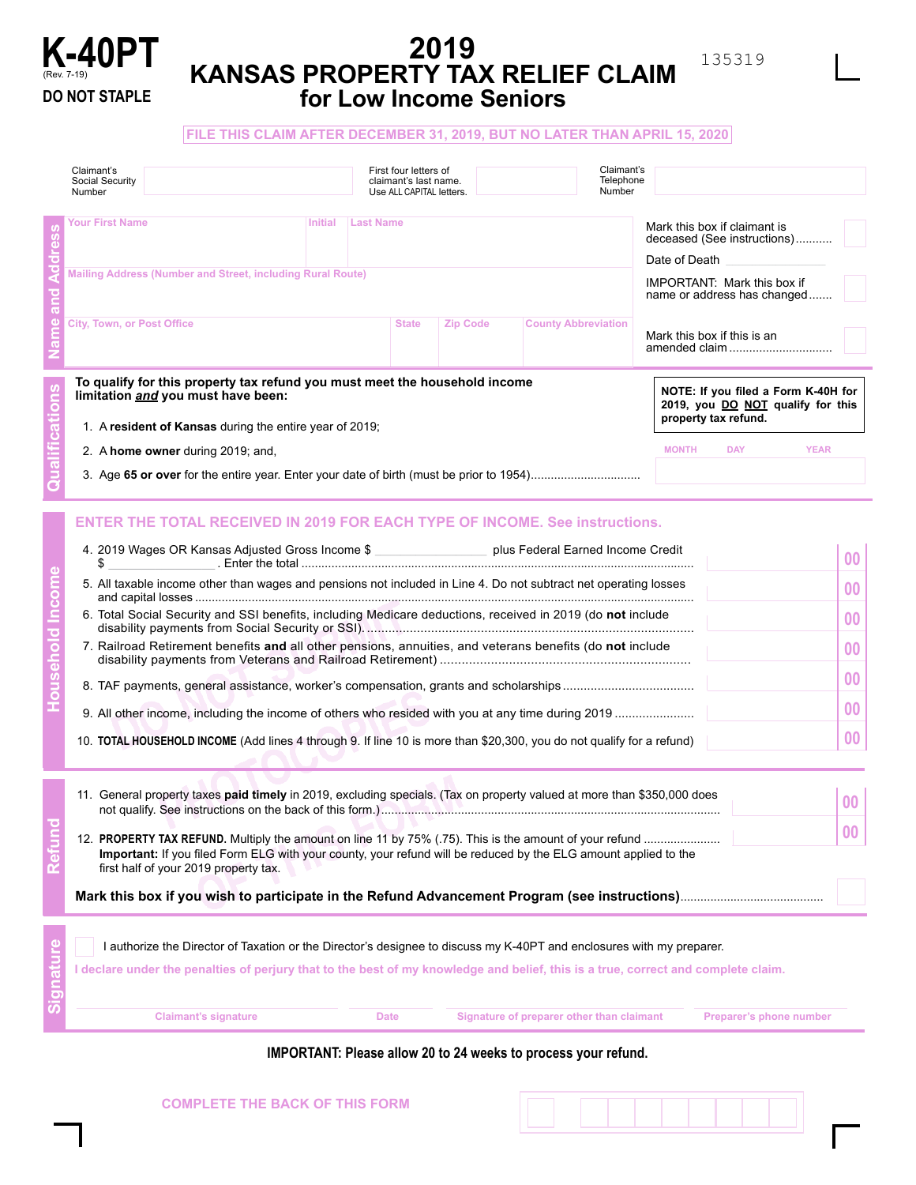# K-40PT

(Rev. 7-19)

**DO NOT STAPLE**

# 2019 KANSAS PROPERTY TAX RELIEF CLAIM for Low Income Seniors

135319

**FILE THIS CLAIM AFTER DECEMBER 31, 2019, BUT NO LATER THAN APRIL 15, 2020**

Claimant's Social Security Number | First four letters of claimant's last name. Use ALL CAPITAL letters. | Claimant's Telephone Number

## Name and Address

Your First Name | Initial | Last Name

Mailing Address (Number and Street, including Rural Route)

City, Town, or Post Office | State | Zip Code | County Abbreviation

Mark this box if claimant is deceased (See instructions)...........

Date of Death

IMPORTANT: Mark this box if name or address has changed.......

Mark this box if this is an amended claim ...............................

## Qualifications

**To qualify for this property tax refund you must meet the household income limitation *and* you must have been:**

1. A **resident of Kansas** during the entire year of 2019;
2. A **home owner** during 2019; and,
3. Age **65 or over** for the entire year. Enter your date of birth (must be prior to 1954)................................ MONTH DAY YEAR

**NOTE: If you filed a Form K-40H for 2019, you DO NOT qualify for this property tax refund.**

## Household Income

**ENTER THE TOTAL RECEIVED IN 2019 FOR EACH TYPE OF INCOME. See instructions.**

4. 2019 Wages OR Kansas Adjusted Gross Income $ _______________ plus Federal Earned Income Credit $ _______________. Enter the total ........ 00
5. All taxable income other than wages and pensions not included in Line 4. Do not subtract net operating losses and capital losses ........ 00
6. Total Social Security and SSI benefits, including Medicare deductions, received in 2019 (do **not** include disability payments from Social Security or SSI)........ 00
7. Railroad Retirement benefits **and** all other pensions, annuities, and veterans benefits (do **not** include disability payments from Veterans and Railroad Retirement) ........ 00
8. TAF payments, general assistance, worker's compensation, grants and scholarships ........ 00
9. All other income, including the income of others who resided with you at any time during 2019 ........ 00
10. **TOTAL HOUSEHOLD INCOME** (Add lines 4 through 9. If line 10 is more than $20,300, you do not qualify for a refund) 00

## Refund

11. General property taxes **paid timely** in 2019, excluding specials. (Tax on property valued at more than $350,000 does not qualify. See instructions on the back of this form.)........ 00
12. **PROPERTY TAX REFUND.** Multiply the amount on line 11 by 75% (.75). This is the amount of your refund ........ 00
**Important:** If you filed Form ELG with your county, your refund will be reduced by the ELG amount applied to the first half of your 2019 property tax.

**Mark this box if you wish to participate in the Refund Advancement Program (see instructions)**........

## Signature

I authorize the Director of Taxation or the Director's designee to discuss my K-40PT and enclosures with my preparer.

**I declare under the penalties of perjury that to the best of my knowledge and belief, this is a true, correct and complete claim.**

Claimant's signature | Date | Signature of preparer other than claimant | Preparer's phone number

**IMPORTANT: Please allow 20 to 24 weeks to process your refund.**

**COMPLETE THE BACK OF THIS FORM**

DO NOT SUBMIT PHOTOCOPIES OF THIS FORM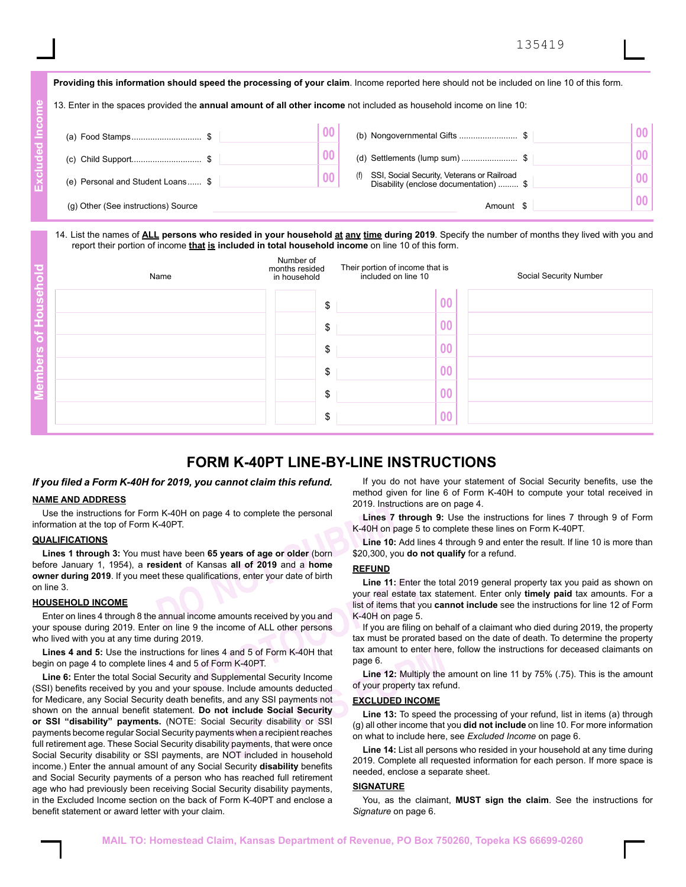135419

## Excluded Income

**Providing this information should speed the processing of your claim**. Income reported here should not be included on line 10 of this form.

13. Enter in the spaces provided the **annual amount of all other income** not included as household income on line 10:

| | | | |
|---|---|---|---|
| (a) Food Stamps | $ 00 | (b) Nongovernmental Gifts | $ 00 |
| (c) Child Support | $ 00 | (d) Settlements (lump sum) | $ 00 |
| (e) Personal and Student Loans | $ 00 | (f) SSI, Social Security, Veterans or Railroad Disability (enclose documentation) | $ 00 |
| (g) Other (See instructions) Source | | Amount | $ 00 |

## Members of Household

14. List the names of **ALL persons who resided in your household at any time during 2019**. Specify the number of months they lived with you and report their portion of income **that is included in total household income** on line 10 of this form.

| Name | Number of months resided in household | Their portion of income that is included on line 10 | Social Security Number |
|---|---|---|---|
| | | $ 00 | |
| | | $ 00 | |
| | | $ 00 | |
| | | $ 00 | |
| | | $ 00 | |
| | | $ 00 | |

# FORM K-40PT LINE-BY-LINE INSTRUCTIONS

***If you filed a Form K-40H for 2019, you cannot claim this refund.***

### NAME AND ADDRESS

Use the instructions for Form K-40H on page 4 to complete the personal information at the top of Form K-40PT.

### QUALIFICATIONS

**Lines 1 through 3:** You must have been **65 years of age or older** (born before January 1, 1954), a **resident** of Kansas **all of 2019** and a **home owner during 2019**. If you meet these qualifications, enter your date of birth on line 3.

### HOUSEHOLD INCOME

Enter on lines 4 through 8 the annual income amounts received by you and your spouse during 2019. Enter on line 9 the income of ALL other persons who lived with you at any time during 2019.

**Lines 4 and 5:** Use the instructions for lines 4 and 5 of Form K-40H that begin on page 4 to complete lines 4 and 5 of Form K-40PT.

**Line 6:** Enter the total Social Security and Supplemental Security Income (SSI) benefits received by you and your spouse. Include amounts deducted for Medicare, any Social Security death benefits, and any SSI payments not shown on the annual benefit statement. **Do not include Social Security or SSI "disability" payments.** (NOTE: Social Security disability or SSI payments become regular Social Security payments when a recipient reaches full retirement age. These Social Security disability payments, that were once Social Security disability or SSI payments, are NOT included in household income.) Enter the annual amount of any Social Security **disability** benefits and Social Security payments of a person who has reached full retirement age who had previously been receiving Social Security disability payments, in the Excluded Income section on the back of Form K-40PT and enclose a benefit statement or award letter with your claim.

If you do not have your statement of Social Security benefits, use the method given for line 6 of Form K-40H to compute your total received in 2019. Instructions are on page 4.

**Lines 7 through 9:** Use the instructions for lines 7 through 9 of Form K-40H on page 5 to complete these lines on Form K-40PT.

**Line 10:** Add lines 4 through 9 and enter the result. If line 10 is more than $20,300, you **do not qualify** for a refund.

### REFUND

**Line 11:** Enter the total 2019 general property tax you paid as shown on your real estate tax statement. Enter only **timely paid** tax amounts. For a list of items that you **cannot include** see the instructions for line 12 of Form K-40H on page 5.

If you are filing on behalf of a claimant who died during 2019, the property tax must be prorated based on the date of death. To determine the property tax amount to enter here, follow the instructions for deceased claimants on page 6.

**Line 12:** Multiply the amount on line 11 by 75% (.75). This is the amount of your property tax refund.

### EXCLUDED INCOME

**Line 13:** To speed the processing of your refund, list in items (a) through (g) all other income that you **did not include** on line 10. For more information on what to include here, see *Excluded Income* on page 6.

**Line 14:** List all persons who resided in your household at any time during 2019. Complete all requested information for each person. If more space is needed, enclose a separate sheet.

### SIGNATURE

You, as the claimant, **MUST sign the claim**. See the instructions for *Signature* on page 6.

MAIL TO: Homestead Claim, Kansas Department of Revenue, PO Box 750260, Topeka KS 66699-0260